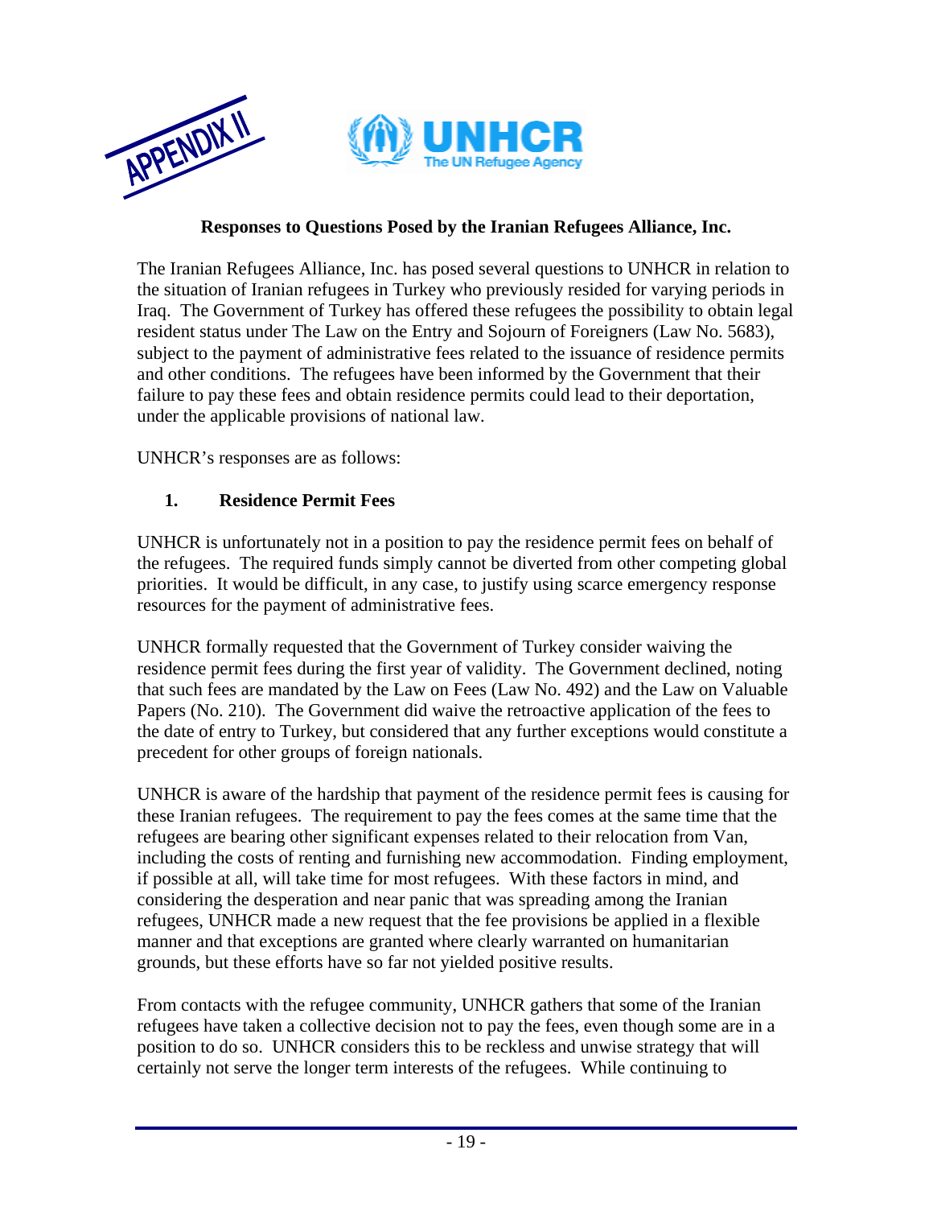APPENDIX II

UNHCR
The UN Refugee Agency

**Responses to Questions Posed by the Iranian Refugees Alliance, Inc.**

The Iranian Refugees Alliance, Inc. has posed several questions to UNHCR in relation to the situation of Iranian refugees in Turkey who previously resided for varying periods in Iraq. The Government of Turkey has offered these refugees the possibility to obtain legal resident status under The Law on the Entry and Sojourn of Foreigners (Law No. 5683), subject to the payment of administrative fees related to the issuance of residence permits and other conditions. The refugees have been informed by the Government that their failure to pay these fees and obtain residence permits could lead to their deportation, under the applicable provisions of national law.

UNHCR's responses are as follows:

1. **Residence Permit Fees**

UNHCR is unfortunately not in a position to pay the residence permit fees on behalf of the refugees. The required funds simply cannot be diverted from other competing global priorities. It would be difficult, in any case, to justify using scarce emergency response resources for the payment of administrative fees.

UNHCR formally requested that the Government of Turkey consider waiving the residence permit fees during the first year of validity. The Government declined, noting that such fees are mandated by the Law on Fees (Law No. 492) and the Law on Valuable Papers (No. 210). The Government did waive the retroactive application of the fees to the date of entry to Turkey, but considered that any further exceptions would constitute a precedent for other groups of foreign nationals.

UNHCR is aware of the hardship that payment of the residence permit fees is causing for these Iranian refugees. The requirement to pay the fees comes at the same time that the refugees are bearing other significant expenses related to their relocation from Van, including the costs of renting and furnishing new accommodation. Finding employment, if possible at all, will take time for most refugees. With these factors in mind, and considering the desperation and near panic that was spreading among the Iranian refugees, UNHCR made a new request that the fee provisions be applied in a flexible manner and that exceptions are granted where clearly warranted on humanitarian grounds, but these efforts have so far not yielded positive results.

From contacts with the refugee community, UNHCR gathers that some of the Iranian refugees have taken a collective decision not to pay the fees, even though some are in a position to do so. UNHCR considers this to be reckless and unwise strategy that will certainly not serve the longer term interests of the refugees. While continuing to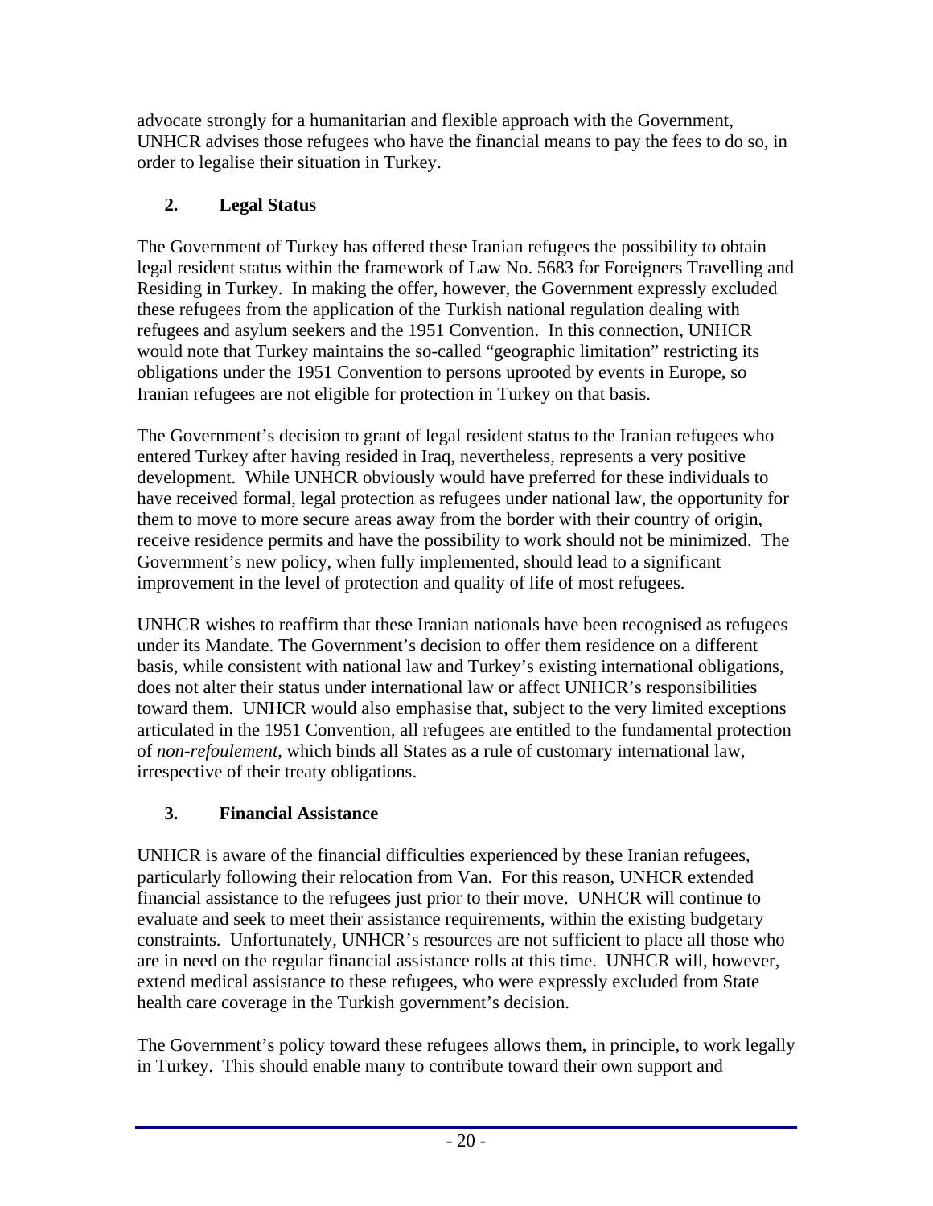advocate strongly for a humanitarian and flexible approach with the Government, UNHCR advises those refugees who have the financial means to pay the fees to do so, in order to legalise their situation in Turkey.

### 2. Legal Status

The Government of Turkey has offered these Iranian refugees the possibility to obtain legal resident status within the framework of Law No. 5683 for Foreigners Travelling and Residing in Turkey. In making the offer, however, the Government expressly excluded these refugees from the application of the Turkish national regulation dealing with refugees and asylum seekers and the 1951 Convention. In this connection, UNHCR would note that Turkey maintains the so-called "geographic limitation" restricting its obligations under the 1951 Convention to persons uprooted by events in Europe, so Iranian refugees are not eligible for protection in Turkey on that basis.

The Government's decision to grant of legal resident status to the Iranian refugees who entered Turkey after having resided in Iraq, nevertheless, represents a very positive development. While UNHCR obviously would have preferred for these individuals to have received formal, legal protection as refugees under national law, the opportunity for them to move to more secure areas away from the border with their country of origin, receive residence permits and have the possibility to work should not be minimized. The Government's new policy, when fully implemented, should lead to a significant improvement in the level of protection and quality of life of most refugees.

UNHCR wishes to reaffirm that these Iranian nationals have been recognised as refugees under its Mandate. The Government's decision to offer them residence on a different basis, while consistent with national law and Turkey's existing international obligations, does not alter their status under international law or affect UNHCR's responsibilities toward them. UNHCR would also emphasise that, subject to the very limited exceptions articulated in the 1951 Convention, all refugees are entitled to the fundamental protection of *non-refoulement*, which binds all States as a rule of customary international law, irrespective of their treaty obligations.

### 3. Financial Assistance

UNHCR is aware of the financial difficulties experienced by these Iranian refugees, particularly following their relocation from Van. For this reason, UNHCR extended financial assistance to the refugees just prior to their move. UNHCR will continue to evaluate and seek to meet their assistance requirements, within the existing budgetary constraints. Unfortunately, UNHCR's resources are not sufficient to place all those who are in need on the regular financial assistance rolls at this time. UNHCR will, however, extend medical assistance to these refugees, who were expressly excluded from State health care coverage in the Turkish government's decision.

The Government's policy toward these refugees allows them, in principle, to work legally in Turkey. This should enable many to contribute toward their own support and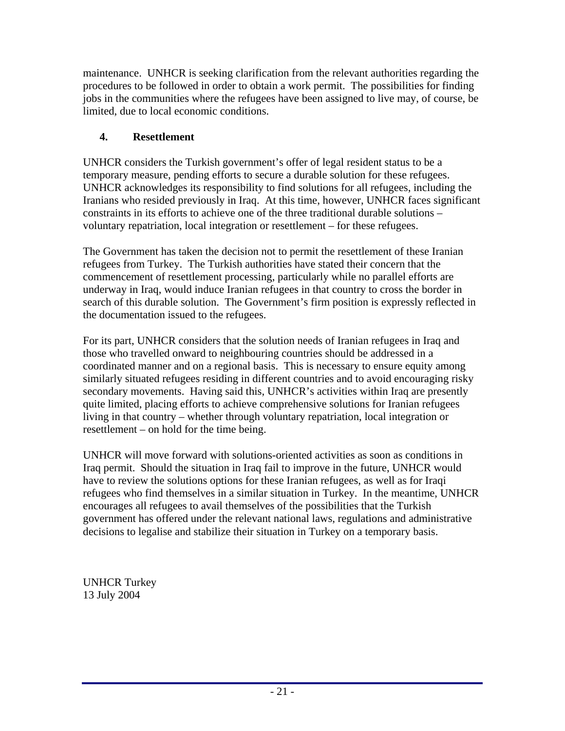maintenance. UNHCR is seeking clarification from the relevant authorities regarding the procedures to be followed in order to obtain a work permit. The possibilities for finding jobs in the communities where the refugees have been assigned to live may, of course, be limited, due to local economic conditions.

### 4. Resettlement

UNHCR considers the Turkish government's offer of legal resident status to be a temporary measure, pending efforts to secure a durable solution for these refugees. UNHCR acknowledges its responsibility to find solutions for all refugees, including the Iranians who resided previously in Iraq. At this time, however, UNHCR faces significant constraints in its efforts to achieve one of the three traditional durable solutions – voluntary repatriation, local integration or resettlement – for these refugees.

The Government has taken the decision not to permit the resettlement of these Iranian refugees from Turkey. The Turkish authorities have stated their concern that the commencement of resettlement processing, particularly while no parallel efforts are underway in Iraq, would induce Iranian refugees in that country to cross the border in search of this durable solution. The Government's firm position is expressly reflected in the documentation issued to the refugees.

For its part, UNHCR considers that the solution needs of Iranian refugees in Iraq and those who travelled onward to neighbouring countries should be addressed in a coordinated manner and on a regional basis. This is necessary to ensure equity among similarly situated refugees residing in different countries and to avoid encouraging risky secondary movements. Having said this, UNHCR's activities within Iraq are presently quite limited, placing efforts to achieve comprehensive solutions for Iranian refugees living in that country – whether through voluntary repatriation, local integration or resettlement – on hold for the time being.

UNHCR will move forward with solutions-oriented activities as soon as conditions in Iraq permit. Should the situation in Iraq fail to improve in the future, UNHCR would have to review the solutions options for these Iranian refugees, as well as for Iraqi refugees who find themselves in a similar situation in Turkey. In the meantime, UNHCR encourages all refugees to avail themselves of the possibilities that the Turkish government has offered under the relevant national laws, regulations and administrative decisions to legalise and stabilize their situation in Turkey on a temporary basis.

UNHCR Turkey
13 July 2004